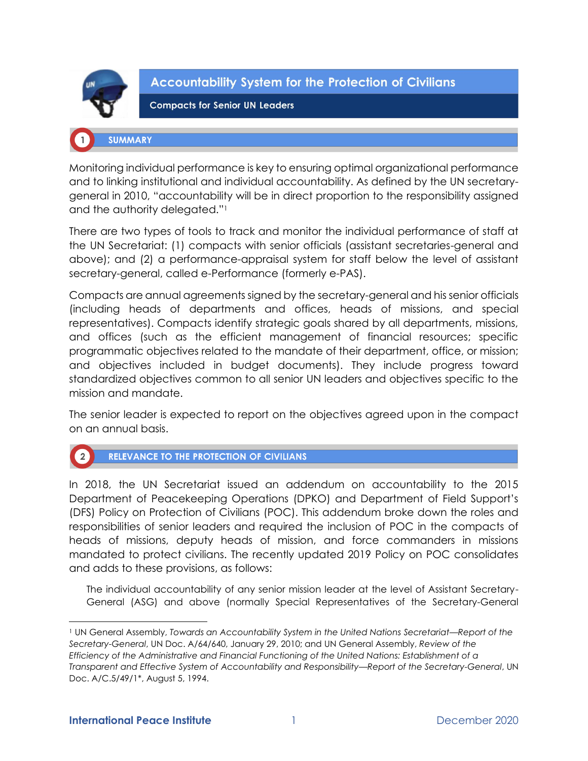# Accountability System for the Protection of Civilians

## Compacts for Senior UN Leaders

## 1 SUMMARY

Monitoring individual performance is key to ensuring optimal organizational performance and to linking institutional and individual accountability. As defined by the UN secretary-general in 2010, "accountability will be in direct proportion to the responsibility assigned and the authority delegated."[1]

There are two types of tools to track and monitor the individual performance of staff at the UN Secretariat: (1) compacts with senior officials (assistant secretaries-general and above); and (2) a performance-appraisal system for staff below the level of assistant secretary-general, called e-Performance (formerly e-PAS).

Compacts are annual agreements signed by the secretary-general and his senior officials (including heads of departments and offices, heads of missions, and special representatives). Compacts identify strategic goals shared by all departments, missions, and offices (such as the efficient management of financial resources; specific programmatic objectives related to the mandate of their department, office, or mission; and objectives included in budget documents). They include progress toward standardized objectives common to all senior UN leaders and objectives specific to the mission and mandate.

The senior leader is expected to report on the objectives agreed upon in the compact on an annual basis.

## 2 RELEVANCE TO THE PROTECTION OF CIVILIANS

In 2018, the UN Secretariat issued an addendum on accountability to the 2015 Department of Peacekeeping Operations (DPKO) and Department of Field Support's (DFS) Policy on Protection of Civilians (POC). This addendum broke down the roles and responsibilities of senior leaders and required the inclusion of POC in the compacts of heads of missions, deputy heads of mission, and force commanders in missions mandated to protect civilians. The recently updated 2019 Policy on POC consolidates and adds to these provisions, as follows:

> The individual accountability of any senior mission leader at the level of Assistant Secretary-General (ASG) and above (normally Special Representatives of the Secretary-General

---

[1] UN General Assembly, *Towards an Accountability System in the United Nations Secretariat—Report of the Secretary-General*, UN Doc. A/64/640, January 29, 2010; and UN General Assembly, *Review of the Efficiency of the Administrative and Financial Functioning of the United Nations: Establishment of a Transparent and Effective System of Accountability and Responsibility—Report of the Secretary-General*, UN Doc. A/C.5/49/1*, August 5, 1994.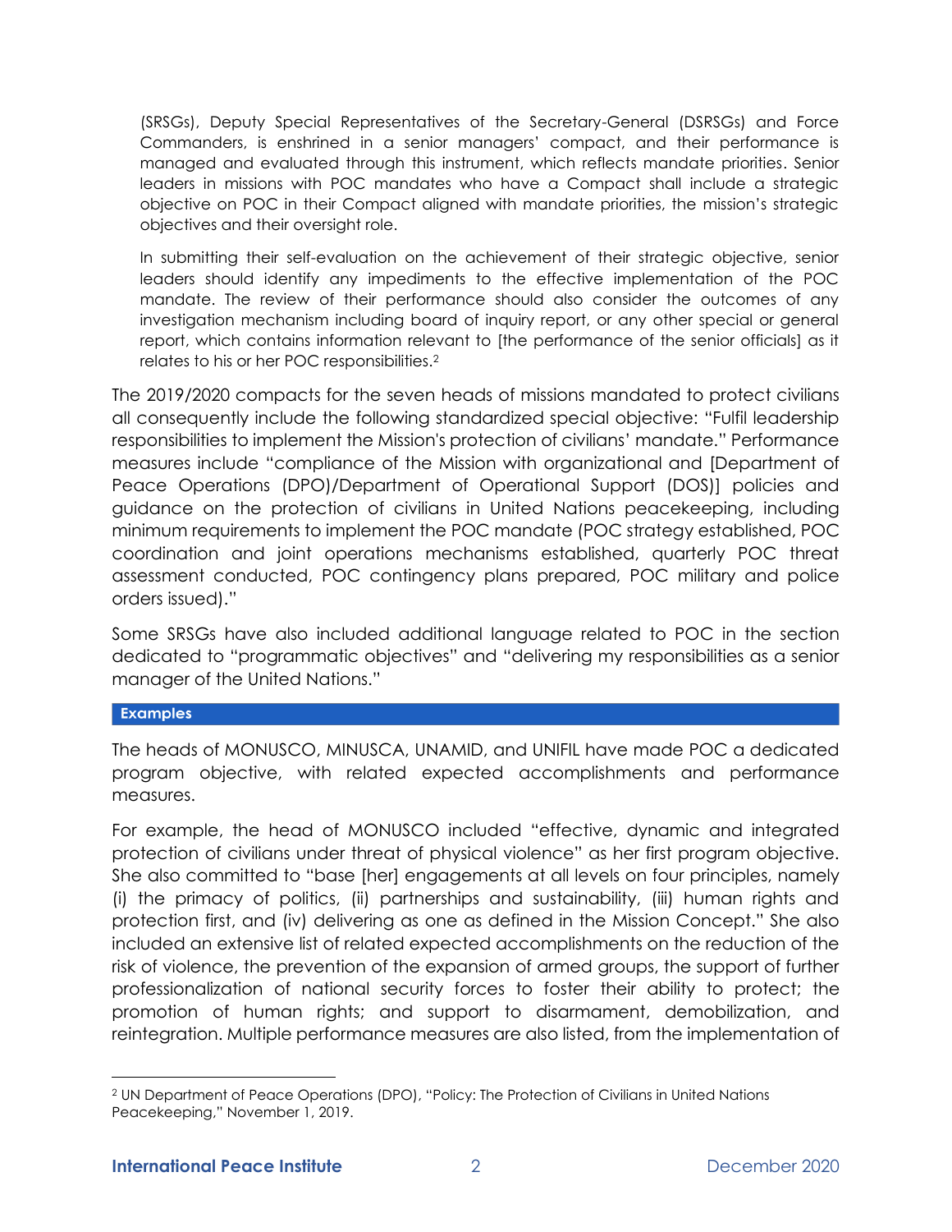> (SRSGs), Deputy Special Representatives of the Secretary-General (DSRSGs) and Force Commanders, is enshrined in a senior managers' compact, and their performance is managed and evaluated through this instrument, which reflects mandate priorities. Senior leaders in missions with POC mandates who have a Compact shall include a strategic objective on POC in their Compact aligned with mandate priorities, the mission's strategic objectives and their oversight role.
>
> In submitting their self-evaluation on the achievement of their strategic objective, senior leaders should identify any impediments to the effective implementation of the POC mandate. The review of their performance should also consider the outcomes of any investigation mechanism including board of inquiry report, or any other special or general report, which contains information relevant to [the performance of the senior officials] as it relates to his or her POC responsibilities.[2]

The 2019/2020 compacts for the seven heads of missions mandated to protect civilians all consequently include the following standardized special objective: "Fulfil leadership responsibilities to implement the Mission's protection of civilians' mandate." Performance measures include "compliance of the Mission with organizational and [Department of Peace Operations (DPO)/Department of Operational Support (DOS)] policies and guidance on the protection of civilians in United Nations peacekeeping, including minimum requirements to implement the POC mandate (POC strategy established, POC coordination and joint operations mechanisms established, quarterly POC threat assessment conducted, POC contingency plans prepared, POC military and police orders issued)."

Some SRSGs have also included additional language related to POC in the section dedicated to "programmatic objectives" and "delivering my responsibilities as a senior manager of the United Nations."

**Examples**

The heads of MONUSCO, MINUSCA, UNAMID, and UNIFIL have made POC a dedicated program objective, with related expected accomplishments and performance measures.

For example, the head of MONUSCO included "effective, dynamic and integrated protection of civilians under threat of physical violence" as her first program objective. She also committed to "base [her] engagements at all levels on four principles, namely (i) the primacy of politics, (ii) partnerships and sustainability, (iii) human rights and protection first, and (iv) delivering as one as defined in the Mission Concept." She also included an extensive list of related expected accomplishments on the reduction of the risk of violence, the prevention of the expansion of armed groups, the support of further professionalization of national security forces to foster their ability to protect; the promotion of human rights; and support to disarmament, demobilization, and reintegration. Multiple performance measures are also listed, from the implementation of

[2] UN Department of Peace Operations (DPO), "Policy: The Protection of Civilians in United Nations Peacekeeping," November 1, 2019.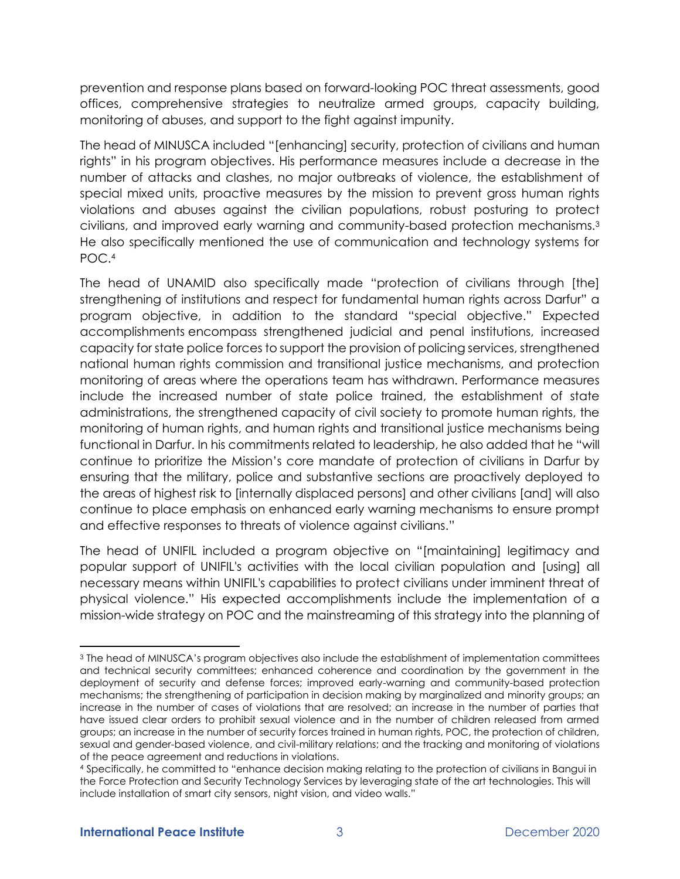prevention and response plans based on forward-looking POC threat assessments, good offices, comprehensive strategies to neutralize armed groups, capacity building, monitoring of abuses, and support to the fight against impunity.

The head of MINUSCA included "[enhancing] security, protection of civilians and human rights" in his program objectives. His performance measures include a decrease in the number of attacks and clashes, no major outbreaks of violence, the establishment of special mixed units, proactive measures by the mission to prevent gross human rights violations and abuses against the civilian populations, robust posturing to protect civilians, and improved early warning and community-based protection mechanisms.[3] He also specifically mentioned the use of communication and technology systems for POC.[4]

The head of UNAMID also specifically made "protection of civilians through [the] strengthening of institutions and respect for fundamental human rights across Darfur" a program objective, in addition to the standard "special objective." Expected accomplishments encompass strengthened judicial and penal institutions, increased capacity for state police forces to support the provision of policing services, strengthened national human rights commission and transitional justice mechanisms, and protection monitoring of areas where the operations team has withdrawn. Performance measures include the increased number of state police trained, the establishment of state administrations, the strengthened capacity of civil society to promote human rights, the monitoring of human rights, and human rights and transitional justice mechanisms being functional in Darfur. In his commitments related to leadership, he also added that he "will continue to prioritize the Mission's core mandate of protection of civilians in Darfur by ensuring that the military, police and substantive sections are proactively deployed to the areas of highest risk to [internally displaced persons] and other civilians [and] will also continue to place emphasis on enhanced early warning mechanisms to ensure prompt and effective responses to threats of violence against civilians."

The head of UNIFIL included a program objective on "[maintaining] legitimacy and popular support of UNIFIL's activities with the local civilian population and [using] all necessary means within UNIFIL's capabilities to protect civilians under imminent threat of physical violence." His expected accomplishments include the implementation of a mission-wide strategy on POC and the mainstreaming of this strategy into the planning of

---

[3] The head of MINUSCA's program objectives also include the establishment of implementation committees and technical security committees; enhanced coherence and coordination by the government in the deployment of security and defense forces; improved early-warning and community-based protection mechanisms; the strengthening of participation in decision making by marginalized and minority groups; an increase in the number of cases of violations that are resolved; an increase in the number of parties that have issued clear orders to prohibit sexual violence and in the number of children released from armed groups; an increase in the number of security forces trained in human rights, POC, the protection of children, sexual and gender-based violence, and civil-military relations; and the tracking and monitoring of violations of the peace agreement and reductions in violations.

[4] Specifically, he committed to "enhance decision making relating to the protection of civilians in Bangui in the Force Protection and Security Technology Services by leveraging state of the art technologies. This will include installation of smart city sensors, night vision, and video walls."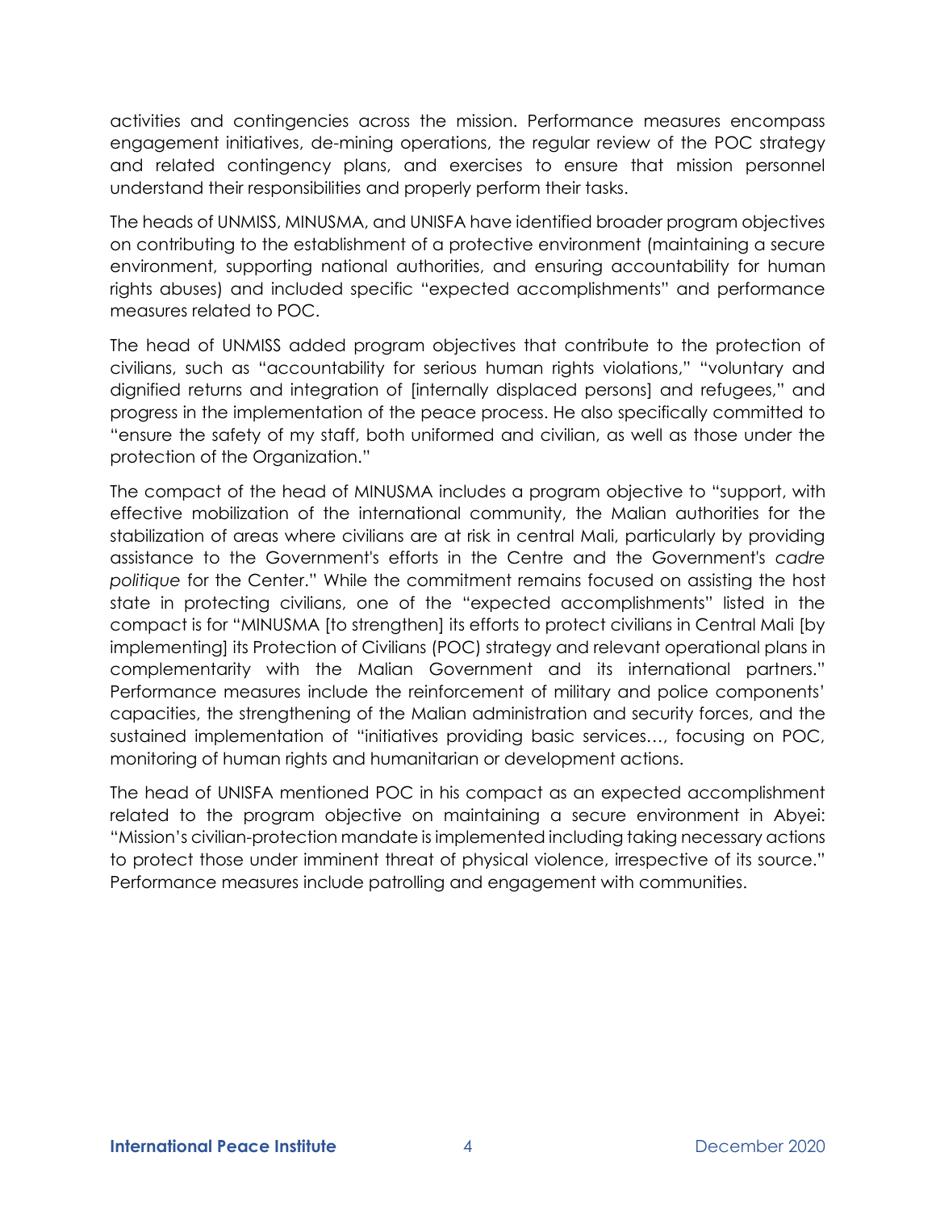activities and contingencies across the mission. Performance measures encompass engagement initiatives, de-mining operations, the regular review of the POC strategy and related contingency plans, and exercises to ensure that mission personnel understand their responsibilities and properly perform their tasks.

The heads of UNMISS, MINUSMA, and UNISFA have identified broader program objectives on contributing to the establishment of a protective environment (maintaining a secure environment, supporting national authorities, and ensuring accountability for human rights abuses) and included specific "expected accomplishments" and performance measures related to POC.

The head of UNMISS added program objectives that contribute to the protection of civilians, such as "accountability for serious human rights violations," "voluntary and dignified returns and integration of [internally displaced persons] and refugees," and progress in the implementation of the peace process. He also specifically committed to "ensure the safety of my staff, both uniformed and civilian, as well as those under the protection of the Organization."

The compact of the head of MINUSMA includes a program objective to "support, with effective mobilization of the international community, the Malian authorities for the stabilization of areas where civilians are at risk in central Mali, particularly by providing assistance to the Government's efforts in the Centre and the Government's *cadre politique* for the Center." While the commitment remains focused on assisting the host state in protecting civilians, one of the "expected accomplishments" listed in the compact is for "MINUSMA [to strengthen] its efforts to protect civilians in Central Mali [by implementing] its Protection of Civilians (POC) strategy and relevant operational plans in complementarity with the Malian Government and its international partners." Performance measures include the reinforcement of military and police components' capacities, the strengthening of the Malian administration and security forces, and the sustained implementation of "initiatives providing basic services…, focusing on POC, monitoring of human rights and humanitarian or development actions.

The head of UNISFA mentioned POC in his compact as an expected accomplishment related to the program objective on maintaining a secure environment in Abyei: "Mission's civilian-protection mandate is implemented including taking necessary actions to protect those under imminent threat of physical violence, irrespective of its source." Performance measures include patrolling and engagement with communities.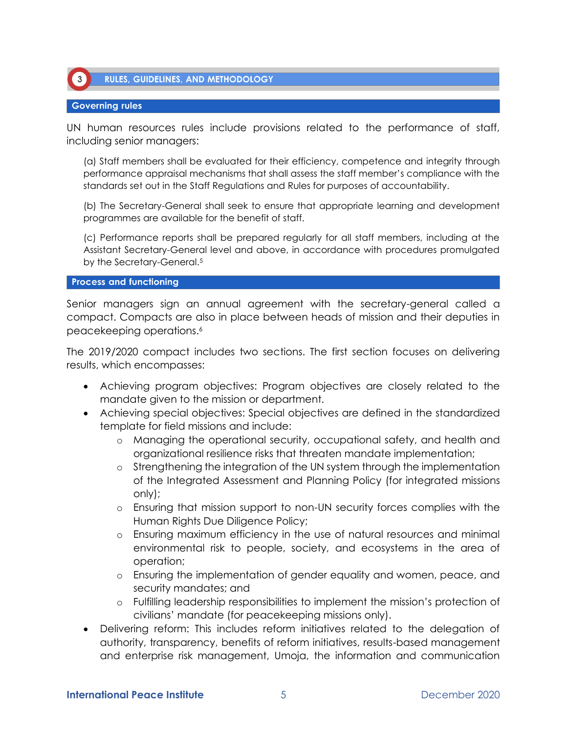## 3 RULES, GUIDELINES, AND METHODOLOGY

### Governing rules

UN human resources rules include provisions related to the performance of staff, including senior managers:

> (a) Staff members shall be evaluated for their efficiency, competence and integrity through performance appraisal mechanisms that shall assess the staff member's compliance with the standards set out in the Staff Regulations and Rules for purposes of accountability.
>
> (b) The Secretary-General shall seek to ensure that appropriate learning and development programmes are available for the benefit of staff.
>
> (c) Performance reports shall be prepared regularly for all staff members, including at the Assistant Secretary-General level and above, in accordance with procedures promulgated by the Secretary-General.[5]

### Process and functioning

Senior managers sign an annual agreement with the secretary-general called a compact. Compacts are also in place between heads of mission and their deputies in peacekeeping operations.[6]

The 2019/2020 compact includes two sections. The first section focuses on delivering results, which encompasses:

- Achieving program objectives: Program objectives are closely related to the mandate given to the mission or department.
- Achieving special objectives: Special objectives are defined in the standardized template for field missions and include:
  - Managing the operational security, occupational safety, and health and organizational resilience risks that threaten mandate implementation;
  - Strengthening the integration of the UN system through the implementation of the Integrated Assessment and Planning Policy (for integrated missions only);
  - Ensuring that mission support to non-UN security forces complies with the Human Rights Due Diligence Policy;
  - Ensuring maximum efficiency in the use of natural resources and minimal environmental risk to people, society, and ecosystems in the area of operation;
  - Ensuring the implementation of gender equality and women, peace, and security mandates; and
  - Fulfilling leadership responsibilities to implement the mission's protection of civilians' mandate (for peacekeeping missions only).
- Delivering reform: This includes reform initiatives related to the delegation of authority, transparency, benefits of reform initiatives, results-based management and enterprise risk management, Umoja, the information and communication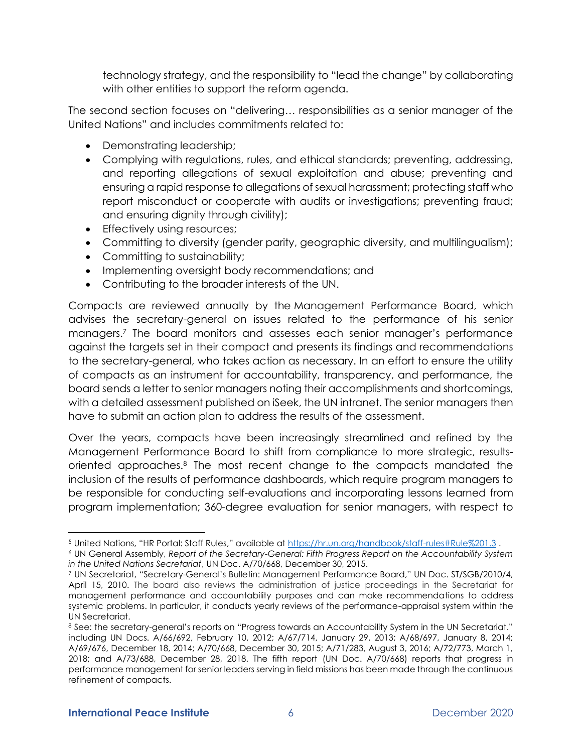technology strategy, and the responsibility to "lead the change" by collaborating with other entities to support the reform agenda.

The second section focuses on "delivering… responsibilities as a senior manager of the United Nations" and includes commitments related to:

- Demonstrating leadership;
- Complying with regulations, rules, and ethical standards; preventing, addressing, and reporting allegations of sexual exploitation and abuse; preventing and ensuring a rapid response to allegations of sexual harassment; protecting staff who report misconduct or cooperate with audits or investigations; preventing fraud; and ensuring dignity through civility);
- Effectively using resources;
- Committing to diversity (gender parity, geographic diversity, and multilingualism);
- Committing to sustainability;
- Implementing oversight body recommendations; and
- Contributing to the broader interests of the UN.

Compacts are reviewed annually by the Management Performance Board, which advises the secretary-general on issues related to the performance of his senior managers.[7] The board monitors and assesses each senior manager's performance against the targets set in their compact and presents its findings and recommendations to the secretary-general, who takes action as necessary. In an effort to ensure the utility of compacts as an instrument for accountability, transparency, and performance, the board sends a letter to senior managers noting their accomplishments and shortcomings, with a detailed assessment published on iSeek, the UN intranet. The senior managers then have to submit an action plan to address the results of the assessment.

Over the years, compacts have been increasingly streamlined and refined by the Management Performance Board to shift from compliance to more strategic, results-oriented approaches.[8] The most recent change to the compacts mandated the inclusion of the results of performance dashboards, which require program managers to be responsible for conducting self-evaluations and incorporating lessons learned from program implementation; 360-degree evaluation for senior managers, with respect to

---

[5] United Nations, "HR Portal: Staff Rules," available at https://hr.un.org/handbook/staff-rules#Rule%201.3 .

[6] UN General Assembly, *Report of the Secretary-General: Fifth Progress Report on the Accountability System in the United Nations Secretariat*, UN Doc. A/70/668, December 30, 2015.

[7] UN Secretariat, "Secretary-General's Bulletin: Management Performance Board," UN Doc. ST/SGB/2010/4, April 15, 2010. The board also reviews the administration of justice proceedings in the Secretariat for management performance and accountability purposes and can make recommendations to address systemic problems. In particular, it conducts yearly reviews of the performance-appraisal system within the UN Secretariat.

[8] See: the secretary-general's reports on "Progress towards an Accountability System in the UN Secretariat." including UN Docs. A/66/692, February 10, 2012; A/67/714, January 29, 2013; A/68/697, January 8, 2014; A/69/676, December 18, 2014; A/70/668, December 30, 2015; A/71/283, August 3, 2016; A/72/773, March 1, 2018; and A/73/688, December 28, 2018. The fifth report (UN Doc. A/70/668) reports that progress in performance management for senior leaders serving in field missions has been made through the continuous refinement of compacts.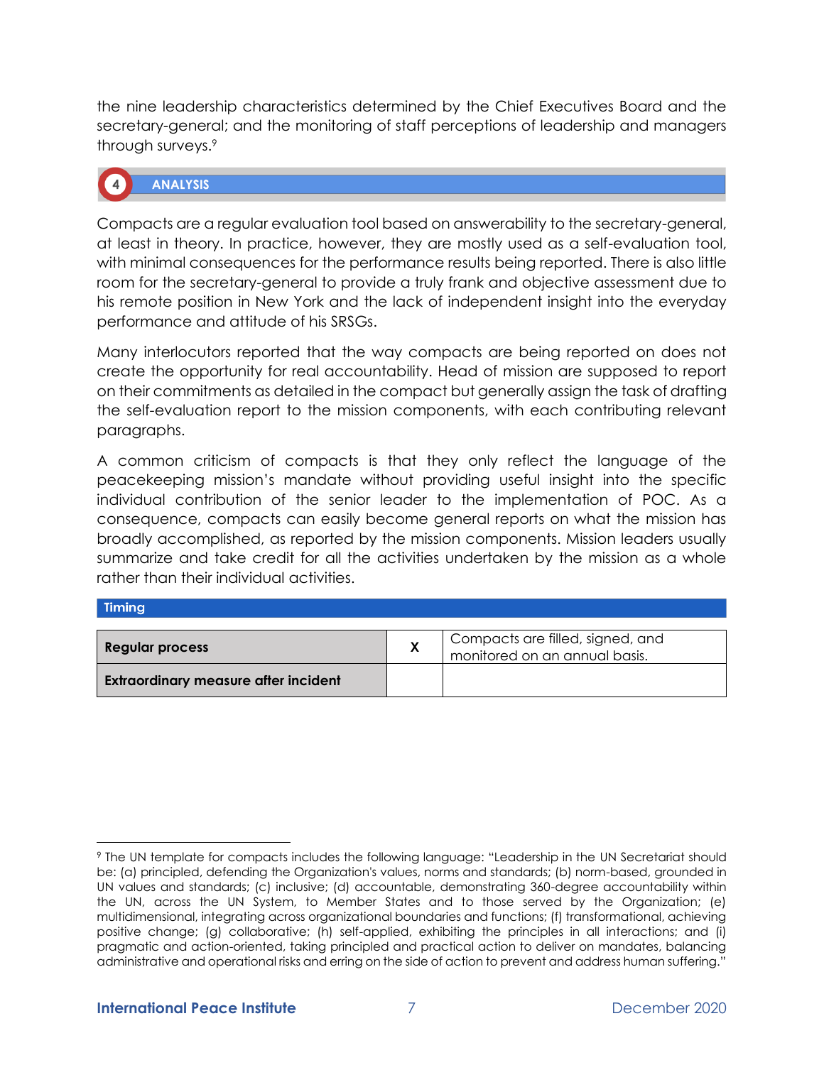the nine leadership characteristics determined by the Chief Executives Board and the secretary-general; and the monitoring of staff perceptions of leadership and managers through surveys.[9]

## 4 ANALYSIS

Compacts are a regular evaluation tool based on answerability to the secretary-general, at least in theory. In practice, however, they are mostly used as a self-evaluation tool, with minimal consequences for the performance results being reported. There is also little room for the secretary-general to provide a truly frank and objective assessment due to his remote position in New York and the lack of independent insight into the everyday performance and attitude of his SRSGs.

Many interlocutors reported that the way compacts are being reported on does not create the opportunity for real accountability. Head of mission are supposed to report on their commitments as detailed in the compact but generally assign the task of drafting the self-evaluation report to the mission components, with each contributing relevant paragraphs.

A common criticism of compacts is that they only reflect the language of the peacekeeping mission's mandate without providing useful insight into the specific individual contribution of the senior leader to the implementation of POC. As a consequence, compacts can easily become general reports on what the mission has broadly accomplished, as reported by the mission components. Mission leaders usually summarize and take credit for all the activities undertaken by the mission as a whole rather than their individual activities.

**Timing**

| | | |
|---|---|---|
| **Regular process** | **X** | Compacts are filled, signed, and monitored on an annual basis. |
| **Extraordinary measure after incident** | | |

[9] The UN template for compacts includes the following language: "Leadership in the UN Secretariat should be: (a) principled, defending the Organization's values, norms and standards; (b) norm-based, grounded in UN values and standards; (c) inclusive; (d) accountable, demonstrating 360-degree accountability within the UN, across the UN System, to Member States and to those served by the Organization; (e) multidimensional, integrating across organizational boundaries and functions; (f) transformational, achieving positive change; (g) collaborative; (h) self-applied, exhibiting the principles in all interactions; and (i) pragmatic and action-oriented, taking principled and practical action to deliver on mandates, balancing administrative and operational risks and erring on the side of action to prevent and address human suffering."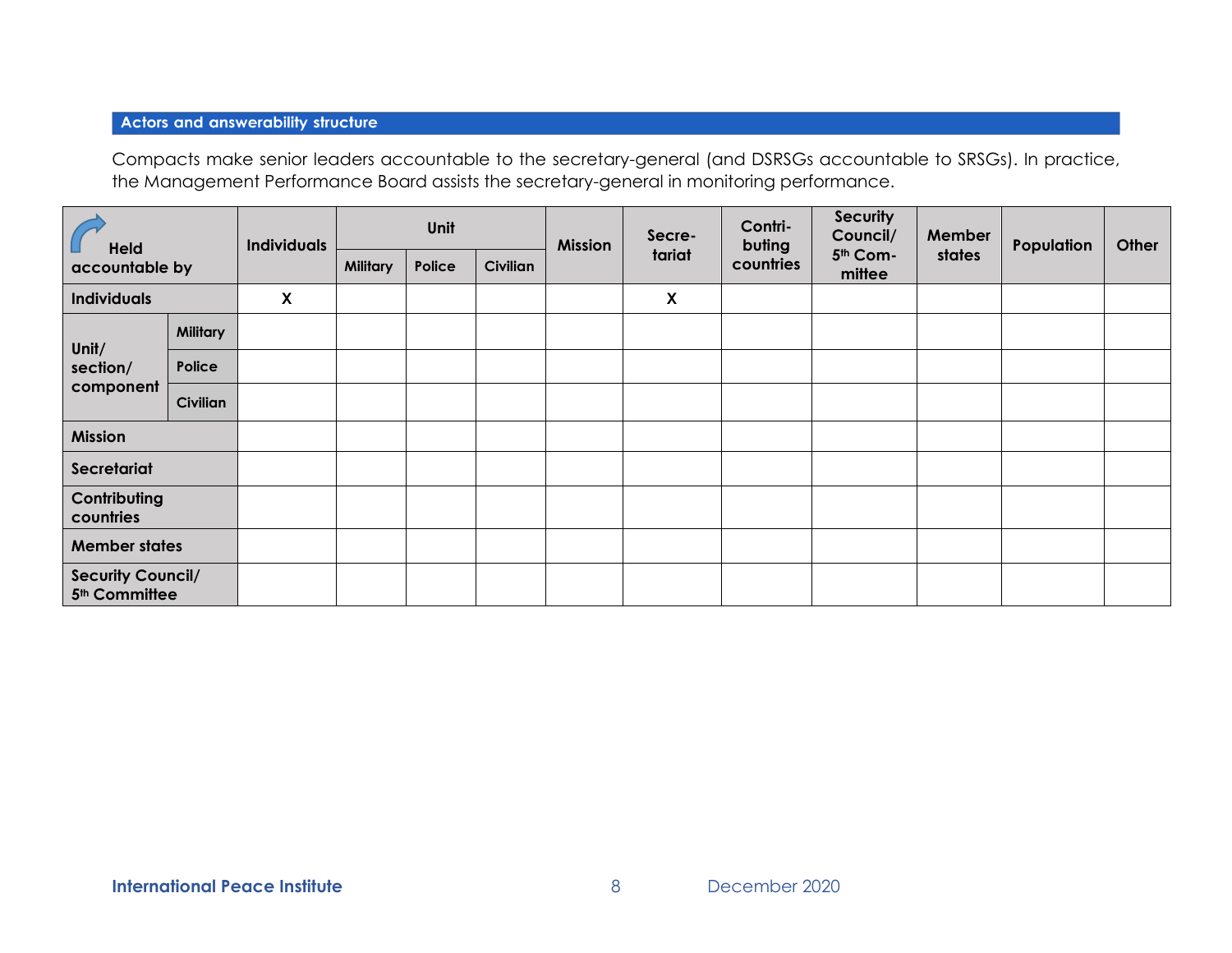## Actors and answerability structure

Compacts make senior leaders accountable to the secretary-general (and DSRSGs accountable to SRSGs). In practice, the Management Performance Board assists the secretary-general in monitoring performance.

| Held accountable by | | Individuals | Unit | | | Mission | Secre-tariat | Contri-buting countries | Security Council/ 5th Com-mittee | Member states | Population | Other |
|---|---|---|---|---|---|---|---|---|---|---|---|---|
| | | | Military | Police | Civilian | | | | | | | |
| Individuals | | X | | | | | X | | | | | |
| Unit/ section/ component | Military | | | | | | | | | | | |
| | Police | | | | | | | | | | | |
| | Civilian | | | | | | | | | | | |
| Mission | | | | | | | | | | | | |
| Secretariat | | | | | | | | | | | | |
| Contributing countries | | | | | | | | | | | | |
| Member states | | | | | | | | | | | | |
| Security Council/ 5th Committee | | | | | | | | | | | | |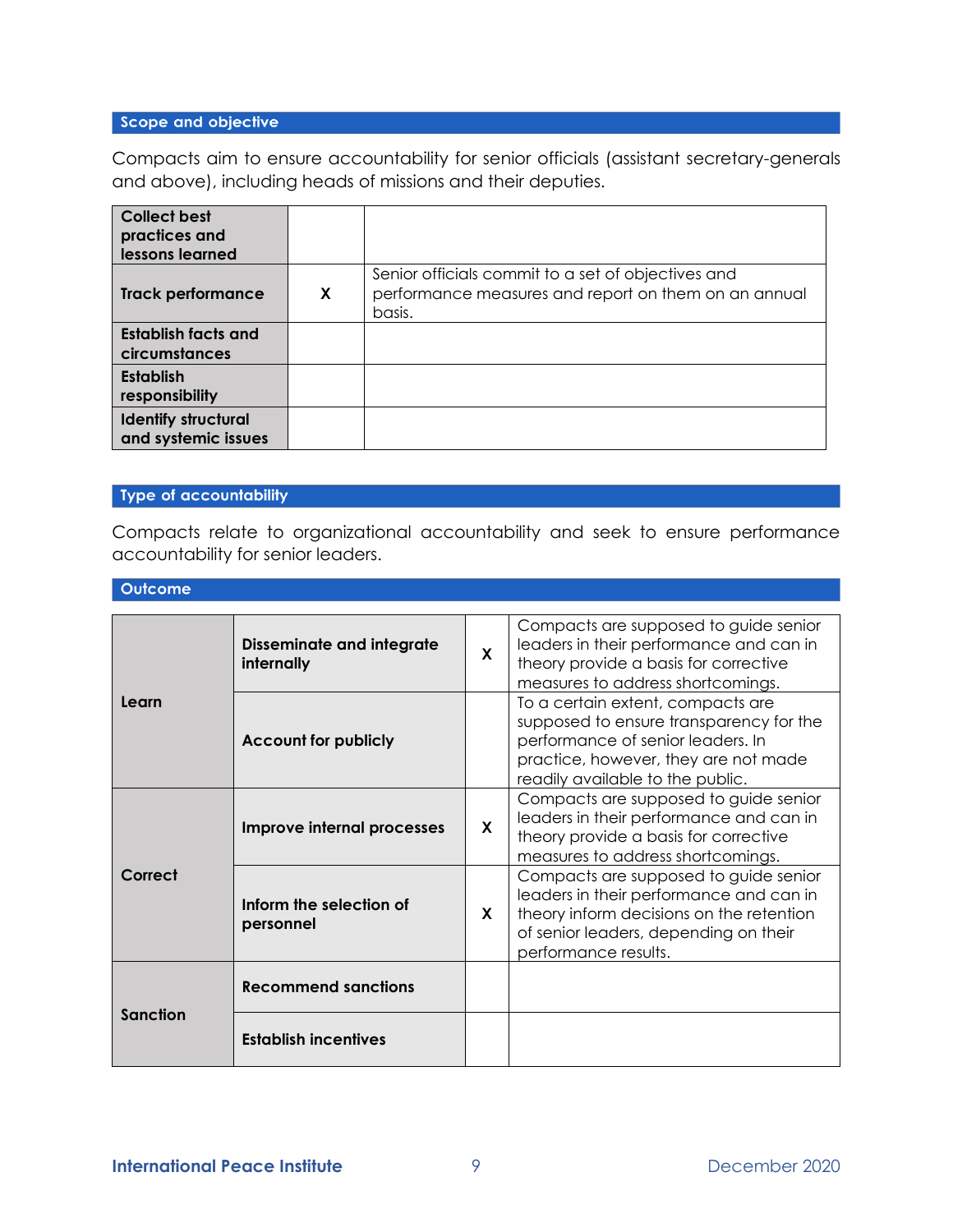## Scope and objective

Compacts aim to ensure accountability for senior officials (assistant secretary-generals and above), including heads of missions and their deputies.

| | | |
|---|---|---|
| **Collect best practices and lessons learned** | | |
| **Track performance** | X | Senior officials commit to a set of objectives and performance measures and report on them on an annual basis. |
| **Establish facts and circumstances** | | |
| **Establish responsibility** | | |
| **Identify structural and systemic issues** | | |

## Type of accountability

Compacts relate to organizational accountability and seek to ensure performance accountability for senior leaders.

## Outcome

| | | | |
|---|---|---|---|
| **Learn** | **Disseminate and integrate internally** | X | Compacts are supposed to guide senior leaders in their performance and can in theory provide a basis for corrective measures to address shortcomings. |
| | **Account for publicly** | | To a certain extent, compacts are supposed to ensure transparency for the performance of senior leaders. In practice, however, they are not made readily available to the public. |
| **Correct** | **Improve internal processes** | X | Compacts are supposed to guide senior leaders in their performance and can in theory provide a basis for corrective measures to address shortcomings. |
| | **Inform the selection of personnel** | X | Compacts are supposed to guide senior leaders in their performance and can in theory inform decisions on the retention of senior leaders, depending on their performance results. |
| **Sanction** | **Recommend sanctions** | | |
| | **Establish incentives** | | |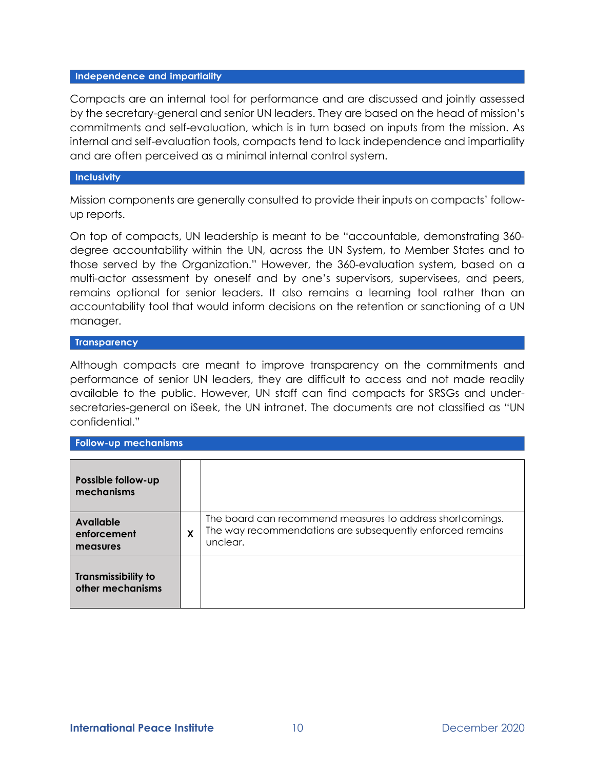### Independence and impartiality

Compacts are an internal tool for performance and are discussed and jointly assessed by the secretary-general and senior UN leaders. They are based on the head of mission's commitments and self-evaluation, which is in turn based on inputs from the mission. As internal and self-evaluation tools, compacts tend to lack independence and impartiality and are often perceived as a minimal internal control system.

### Inclusivity

Mission components are generally consulted to provide their inputs on compacts' follow-up reports.

On top of compacts, UN leadership is meant to be "accountable, demonstrating 360-degree accountability within the UN, across the UN System, to Member States and to those served by the Organization." However, the 360-evaluation system, based on a multi-actor assessment by oneself and by one's supervisors, supervisees, and peers, remains optional for senior leaders. It also remains a learning tool rather than an accountability tool that would inform decisions on the retention or sanctioning of a UN manager.

### Transparency

Although compacts are meant to improve transparency on the commitments and performance of senior UN leaders, they are difficult to access and not made readily available to the public. However, UN staff can find compacts for SRSGs and under-secretaries-general on iSeek, the UN intranet. The documents are not classified as "UN confidential."

### Follow-up mechanisms

| | | |
|---|---|---|
| **Possible follow-up mechanisms** | | |
| **Available enforcement measures** | X | The board can recommend measures to address shortcomings. The way recommendations are subsequently enforced remains unclear. |
| **Transmissibility to other mechanisms** | | |